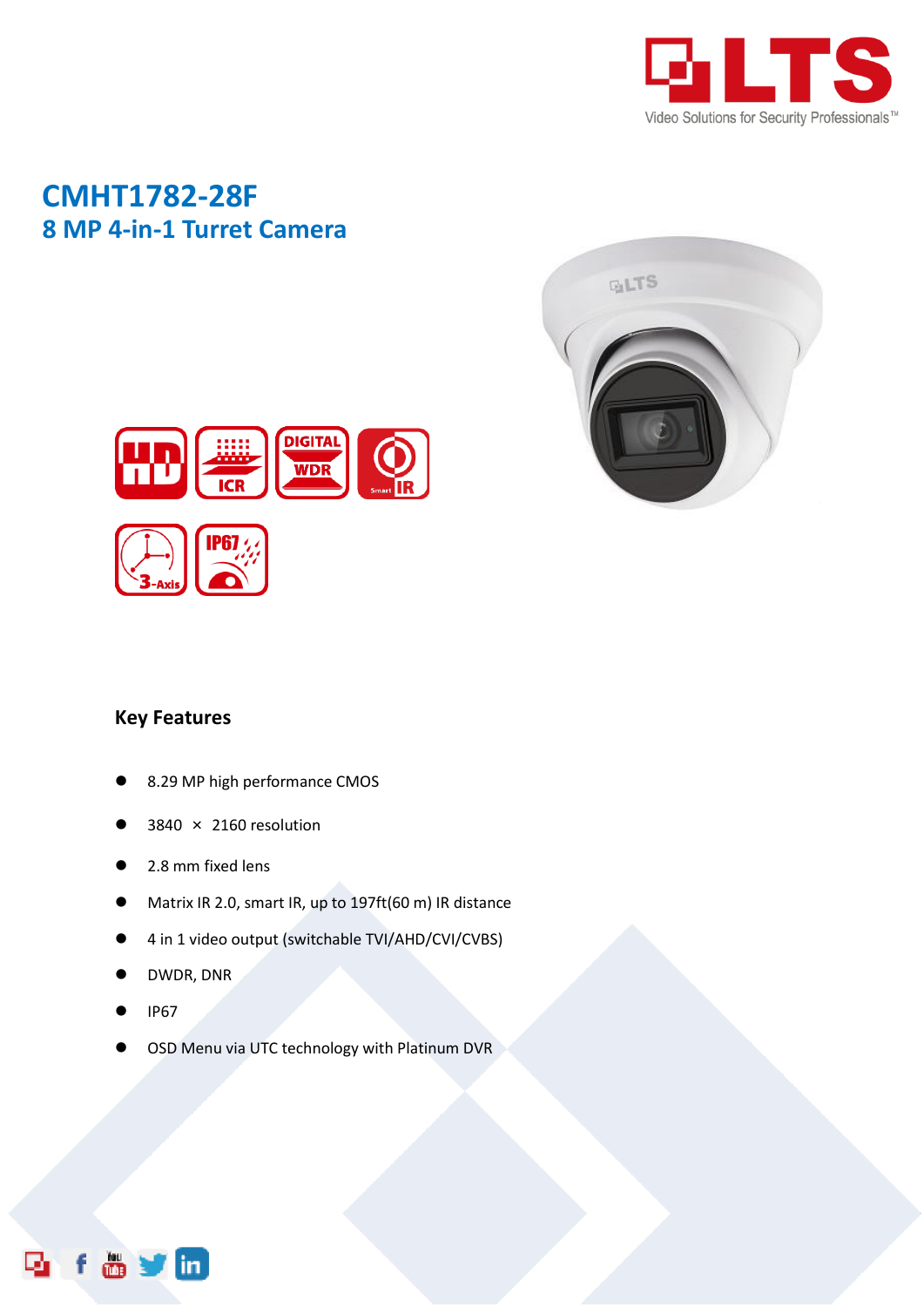# CMHT1782-28F

## 8 MP 4-in-1 Turret Camera

### Key Features

- 8.29 MP high performance CMOS
- 3840 × 2160 resolution
- 2.8 mm fixed lens
- Matrix IR 2.0, smart IR, up to 197ft(60 m) IR distance
- 4 in 1 video output (switchable TVI/AHD/CVI/CVBS)
- DWDR, DNR
- IP67
- OSD Menu via UTC technology with Platinum DVR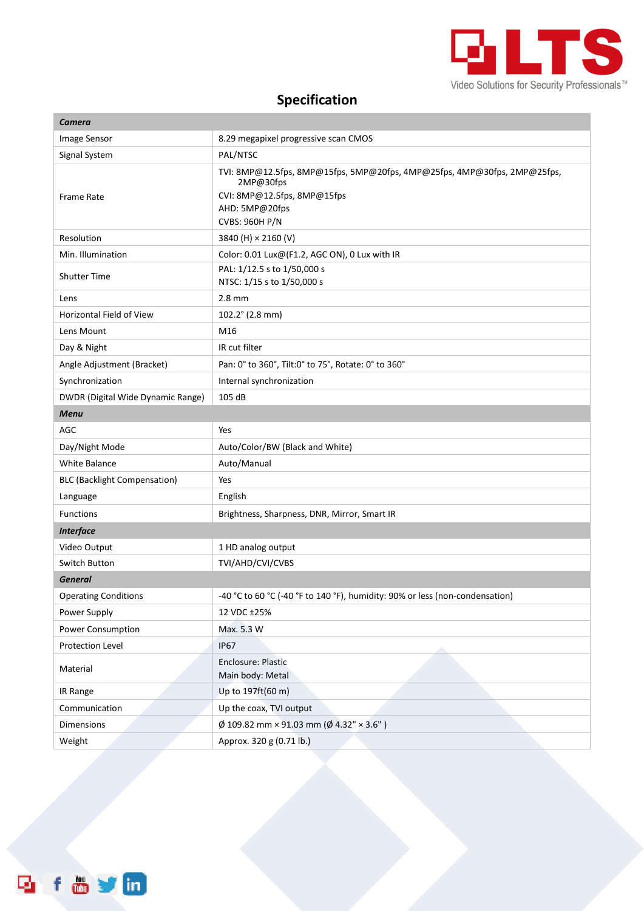## Specification

| | |
|---|---|
| ***Camera*** | |
| Image Sensor | 8.29 megapixel progressive scan CMOS |
| Signal System | PAL/NTSC |
| Frame Rate | TVI: 8MP@12.5fps, 8MP@15fps, 5MP@20fps, 4MP@25fps, 4MP@30fps, 2MP@25fps, 2MP@30fps<br>CVI: 8MP@12.5fps, 8MP@15fps<br>AHD: 5MP@20fps<br>CVBS: 960H P/N |
| Resolution | 3840 (H) × 2160 (V) |
| Min. Illumination | Color: 0.01 Lux@(F1.2, AGC ON), 0 Lux with IR |
| Shutter Time | PAL: 1/12.5 s to 1/50,000 s<br>NTSC: 1/15 s to 1/50,000 s |
| Lens | 2.8 mm |
| Horizontal Field of View | 102.2° (2.8 mm) |
| Lens Mount | M16 |
| Day & Night | IR cut filter |
| Angle Adjustment (Bracket) | Pan: 0° to 360°, Tilt:0° to 75°, Rotate: 0° to 360° |
| Synchronization | Internal synchronization |
| DWDR (Digital Wide Dynamic Range) | 105 dB |
| ***Menu*** | |
| AGC | Yes |
| Day/Night Mode | Auto/Color/BW (Black and White) |
| White Balance | Auto/Manual |
| BLC (Backlight Compensation) | Yes |
| Language | English |
| Functions | Brightness, Sharpness, DNR, Mirror, Smart IR |
| ***Interface*** | |
| Video Output | 1 HD analog output |
| Switch Button | TVI/AHD/CVI/CVBS |
| ***General*** | |
| Operating Conditions | -40 °C to 60 °C (-40 °F to 140 °F), humidity: 90% or less (non-condensation) |
| Power Supply | 12 VDC ±25% |
| Power Consumption | Max. 5.3 W |
| Protection Level | IP67 |
| Material | Enclosure: Plastic<br>Main body: Metal |
| IR Range | Up to 197ft(60 m) |
| Communication | Up the coax, TVI output |
| Dimensions | Ø 109.82 mm × 91.03 mm (Ø 4.32" × 3.6" ) |
| Weight | Approx. 320 g (0.71 lb.) |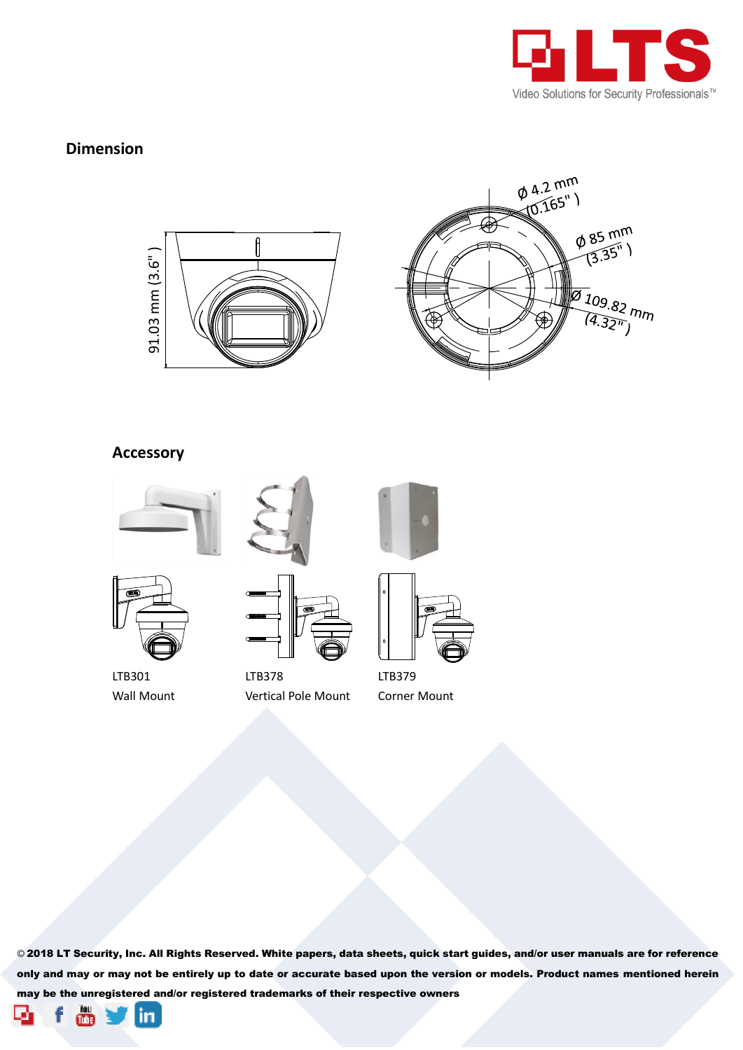## Dimension

91.03 mm (3.6")

Ø 4.2 mm (0.165")

Ø 85 mm (3.35")

Ø 109.82 mm (4.32")

## Accessory

LTB301
Wall Mount

LTB378
Vertical Pole Mount

LTB379
Corner Mount

© 2018 LT Security, Inc. All Rights Reserved. White papers, data sheets, quick start guides, and/or user manuals are for reference only and may or may not be entirely up to date or accurate based upon the version or models. Product names mentioned herein may be the unregistered and/or registered trademarks of their respective owners